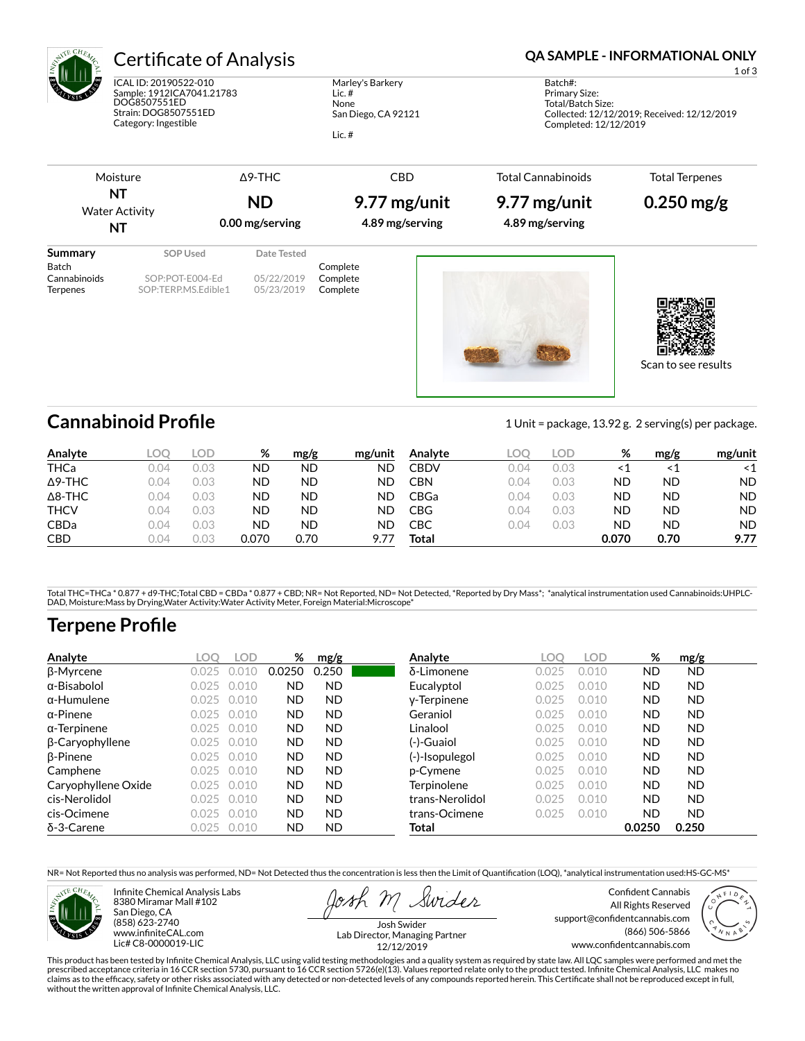# Certificate of Analysis

**QA SAMPLE - INFORMATIONAL ONLY**

ICAL ID: 20190522-010
Sample: 1912ICA7041.21783
DOG8507551ED
Strain: DOG8507551ED
Category: Ingestible

Marley's Barkery
Lic. #
None
San Diego, CA 92121

Lic. #

Batch#:
Primary Size:
Total/Batch Size:
Collected: 12/12/2019; Received: 12/12/2019
Completed: 12/12/2019

| Moisture | Δ9-THC | CBD | Total Cannabinoids | Total Terpenes |
|---|---|---|---|---|
| **NT** | **ND** | **9.77 mg/unit** | **9.77 mg/unit** | **0.250 mg/g** |
| Water Activity **NT** | 0.00 mg/serving | 4.89 mg/serving | 4.89 mg/serving | |

| Summary | SOP Used | Date Tested | |
|---|---|---|---|
| Batch | | | Complete |
| Cannabinoids | SOP:POT-E004-Ed | 05/22/2019 | Complete |
| Terpenes | SOP:TERP.MS.Edible1 | 05/23/2019 | Complete |

Scan to see results

## Cannabinoid Profile

1 Unit = package, 13.92 g. 2 serving(s) per package.

| Analyte | LOQ | LOD | % | mg/g | mg/unit |
|---|---|---|---|---|---|
| THCa | 0.04 | 0.03 | ND | ND | ND |
| Δ9-THC | 0.04 | 0.03 | ND | ND | ND |
| Δ8-THC | 0.04 | 0.03 | ND | ND | ND |
| THCV | 0.04 | 0.03 | ND | ND | ND |
| CBDa | 0.04 | 0.03 | ND | ND | ND |
| CBD | 0.04 | 0.03 | 0.070 | 0.70 | 9.77 |
| CBDV | 0.04 | 0.03 | <1 | <1 | <1 |
| CBN | 0.04 | 0.03 | ND | ND | ND |
| CBGa | 0.04 | 0.03 | ND | ND | ND |
| CBG | 0.04 | 0.03 | ND | ND | ND |
| CBC | 0.04 | 0.03 | ND | ND | ND |
| **Total** | | | **0.070** | **0.70** | **9.77** |

Total THC=THCa * 0.877 + d9-THC;Total CBD = CBDa * 0.877 + CBD; NR= Not Reported, ND= Not Detected, *Reported by Dry Mass*; *analytical instrumentation used Cannabinoids:UHPLC-DAD, Moisture:Mass by Drying,Water Activity:Water Activity Meter, Foreign Material:Microscope*

## Terpene Profile

| Analyte | LOQ | LOD | % | mg/g |
|---|---|---|---|---|
| β-Myrcene | 0.025 | 0.010 | 0.0250 | 0.250 |
| α-Bisabolol | 0.025 | 0.010 | ND | ND |
| α-Humulene | 0.025 | 0.010 | ND | ND |
| α-Pinene | 0.025 | 0.010 | ND | ND |
| α-Terpinene | 0.025 | 0.010 | ND | ND |
| β-Caryophyllene | 0.025 | 0.010 | ND | ND |
| β-Pinene | 0.025 | 0.010 | ND | ND |
| Camphene | 0.025 | 0.010 | ND | ND |
| Caryophyllene Oxide | 0.025 | 0.010 | ND | ND |
| cis-Nerolidol | 0.025 | 0.010 | ND | ND |
| cis-Ocimene | 0.025 | 0.010 | ND | ND |
| δ-3-Carene | 0.025 | 0.010 | ND | ND |
| δ-Limonene | 0.025 | 0.010 | ND | ND |
| Eucalyptol | 0.025 | 0.010 | ND | ND |
| γ-Terpinene | 0.025 | 0.010 | ND | ND |
| Geraniol | 0.025 | 0.010 | ND | ND |
| Linalool | 0.025 | 0.010 | ND | ND |
| (-)-Guaiol | 0.025 | 0.010 | ND | ND |
| (-)-Isopulegol | 0.025 | 0.010 | ND | ND |
| p-Cymene | 0.025 | 0.010 | ND | ND |
| Terpinolene | 0.025 | 0.010 | ND | ND |
| trans-Nerolidol | 0.025 | 0.010 | ND | ND |
| trans-Ocimene | 0.025 | 0.010 | ND | ND |
| **Total** | | | **0.0250** | **0.250** |

NR= Not Reported thus no analysis was performed, ND= Not Detected thus the concentration is less then the Limit of Quantification (LOQ), *analytical instrumentation used:HS-GC-MS*

Infinite Chemical Analysis Labs
8380 Miramar Mall #102
San Diego, CA
(858) 623-2740
www.infiniteCAL.com
Lic# C8-0000019-LIC

Josh Swider
Lab Director, Managing Partner
12/12/2019

Confident Cannabis
All Rights Reserved
support@confidentcannabis.com
(866) 506-5866
www.confidentcannabis.com

This product has been tested by Infinite Chemical Analysis, LLC using valid testing methodologies and a quality system as required by state law. All LQC samples were performed and met the prescribed acceptance criteria in 16 CCR section 5730, pursuant to 16 CCR section 5726(e)(13). Values reported relate only to the product tested. Infinite Chemical Analysis, LLC makes no claims as to the efficacy, safety or other risks associated with any detected or non-detected levels of any compounds reported herein. This Certificate shall not be reproduced except in full, without the written approval of Infinite Chemical Analysis, LLC.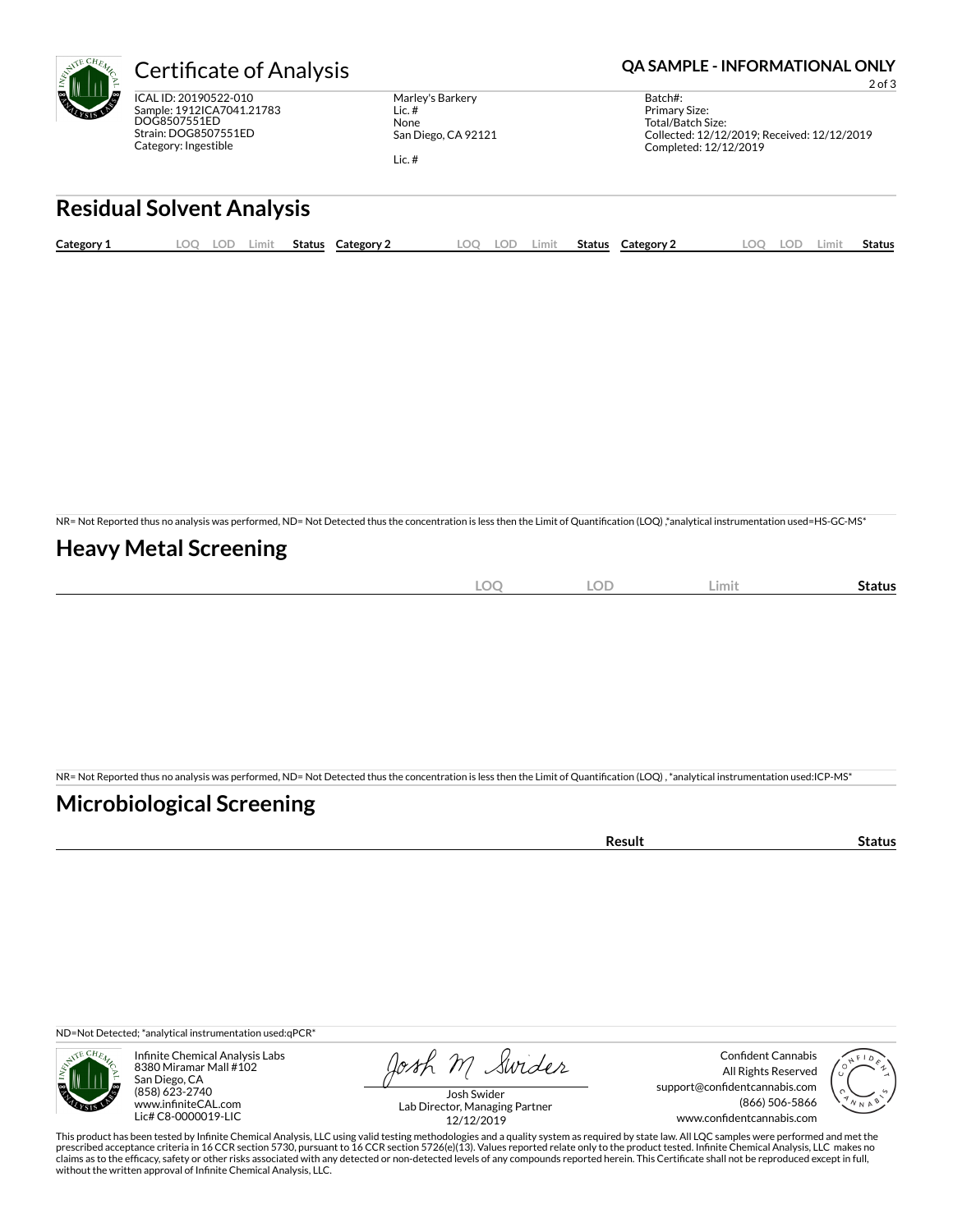# Certificate of Analysis

**QA SAMPLE - INFORMATIONAL ONLY**

ICAL ID: 20190522-010
Sample: 1912ICA7041.21783
DOG8507551ED
Strain: DOG8507551ED
Category: Ingestible

Marley's Barkery
Lic. #
None
San Diego, CA 92121

Lic. #

Batch#:
Primary Size:
Total/Batch Size:
Collected: 12/12/2019; Received: 12/12/2019
Completed: 12/12/2019

## Residual Solvent Analysis

| Category 1 | LOQ | LOD | Limit | Status | Category 2 | LOQ | LOD | Limit | Status | Category 2 | LOQ | LOD | Limit | Status |
|---|---|---|---|---|---|---|---|---|---|---|---|---|---|---|

NR= Not Reported thus no analysis was performed, ND= Not Detected thus the concentration is less then the Limit of Quantification (LOQ) ,*analytical instrumentation used=HS-GC-MS*

## Heavy Metal Screening

| | LOQ | LOD | Limit | Status |
|---|---|---|---|---|

NR= Not Reported thus no analysis was performed, ND= Not Detected thus the concentration is less then the Limit of Quantification (LOQ) , *analytical instrumentation used:ICP-MS*

## Microbiological Screening

| | Result | Status |
|---|---|---|

ND=Not Detected; *analytical instrumentation used:qPCR*

Infinite Chemical Analysis Labs
8380 Miramar Mall #102
San Diego, CA
(858) 623-2740
www.infiniteCAL.com
Lic# C8-0000019-LIC

Josh Swider
Lab Director, Managing Partner
12/12/2019

Confident Cannabis
All Rights Reserved
support@confidentcannabis.com
(866) 506-5866
www.confidentcannabis.com

This product has been tested by Infinite Chemical Analysis, LLC using valid testing methodologies and a quality system as required by state law. All LQC samples were performed and met the prescribed acceptance criteria in 16 CCR section 5730, pursuant to 16 CCR section 5726(e)(13). Values reported relate only to the product tested. Infinite Chemical Analysis, LLC makes no claims as to the efficacy, safety or other risks associated with any detected or non-detected levels of any compounds reported herein. This Certificate shall not be reproduced except in full, without the written approval of Infinite Chemical Analysis, LLC.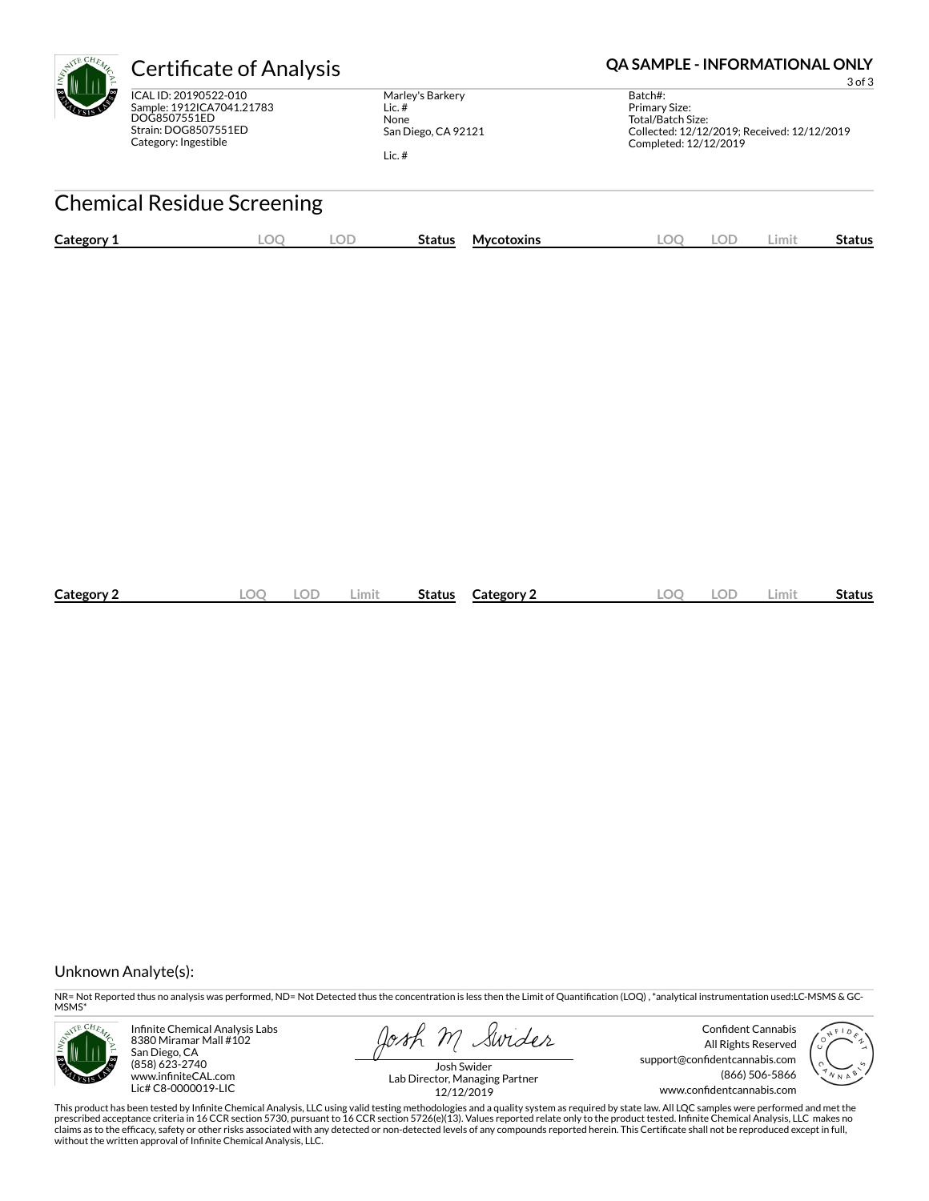# Certificate of Analysis

**QA SAMPLE - INFORMATIONAL ONLY**

ICAL ID: 20190522-010
Sample: 1912ICA7041.21783
DOG8507551ED
Strain: DOG8507551ED
Category: Ingestible

Marley's Barkery
Lic. #
None
San Diego, CA 92121

Lic. #

Batch#:
Primary Size:
Total/Batch Size:
Collected: 12/12/2019; Received: 12/12/2019
Completed: 12/12/2019

## Chemical Residue Screening

| Category 1 | LOQ | LOD | Status |
|---|---|---|---|

| Mycotoxins | LOQ | LOD | Limit | Status |
|---|---|---|---|---|

| Category 2 | LOQ | LOD | Limit | Status |
|---|---|---|---|---|

| Category 2 | LOQ | LOD | Limit | Status |
|---|---|---|---|---|

Unknown Analyte(s):

NR= Not Reported thus no analysis was performed, ND= Not Detected thus the concentration is less then the Limit of Quantification (LOQ) , *analytical instrumentation used:LC-MSMS & GC-MSMS*

Infinite Chemical Analysis Labs
8380 Miramar Mall #102
San Diego, CA
(858) 623-2740
www.infiniteCAL.com
Lic# C8-0000019-LIC

Josh Swider
Lab Director, Managing Partner
12/12/2019

Confident Cannabis
All Rights Reserved
support@confidentcannabis.com
(866) 506-5866
www.confidentcannabis.com

This product has been tested by Infinite Chemical Analysis, LLC using valid testing methodologies and a quality system as required by state law. All LQC samples were performed and met the prescribed acceptance criteria in 16 CCR section 5730, pursuant to 16 CCR section 5726(e)(13). Values reported relate only to the product tested. Infinite Chemical Analysis, LLC makes no claims as to the efficacy, safety or other risks associated with any detected or non-detected levels of any compounds reported herein. This Certificate shall not be reproduced except in full, without the written approval of Infinite Chemical Analysis, LLC.